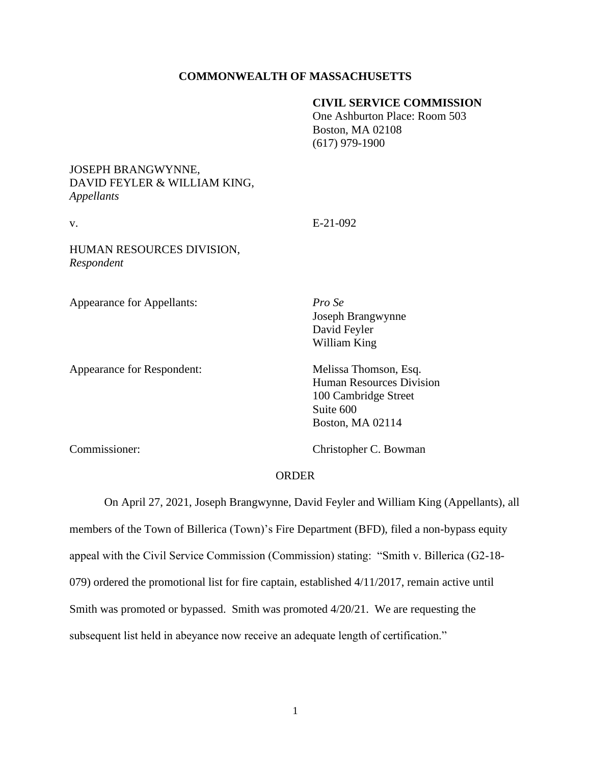**COMMONWEALTH OF MASSACHUSETTS**

**CIVIL SERVICE COMMISSION**
One Ashburton Place: Room 503
Boston, MA 02108
(617) 979-1900

JOSEPH BRANGWYNNE,
DAVID FEYLER & WILLIAM KING,
*Appellants*

v. E-21-092

HUMAN RESOURCES DIVISION,
*Respondent*

Appearance for Appellants: *Pro Se*
Joseph Brangwynne
David Feyler
William King

Appearance for Respondent: Melissa Thomson, Esq.
Human Resources Division
100 Cambridge Street
Suite 600
Boston, MA 02114

Commissioner: Christopher C. Bowman

ORDER

On April 27, 2021, Joseph Brangwynne, David Feyler and William King (Appellants), all members of the Town of Billerica (Town)'s Fire Department (BFD), filed a non-bypass equity appeal with the Civil Service Commission (Commission) stating: "Smith v. Billerica (G2-18-079) ordered the promotional list for fire captain, established 4/11/2017, remain active until Smith was promoted or bypassed. Smith was promoted 4/20/21. We are requesting the subsequent list held in abeyance now receive an adequate length of certification."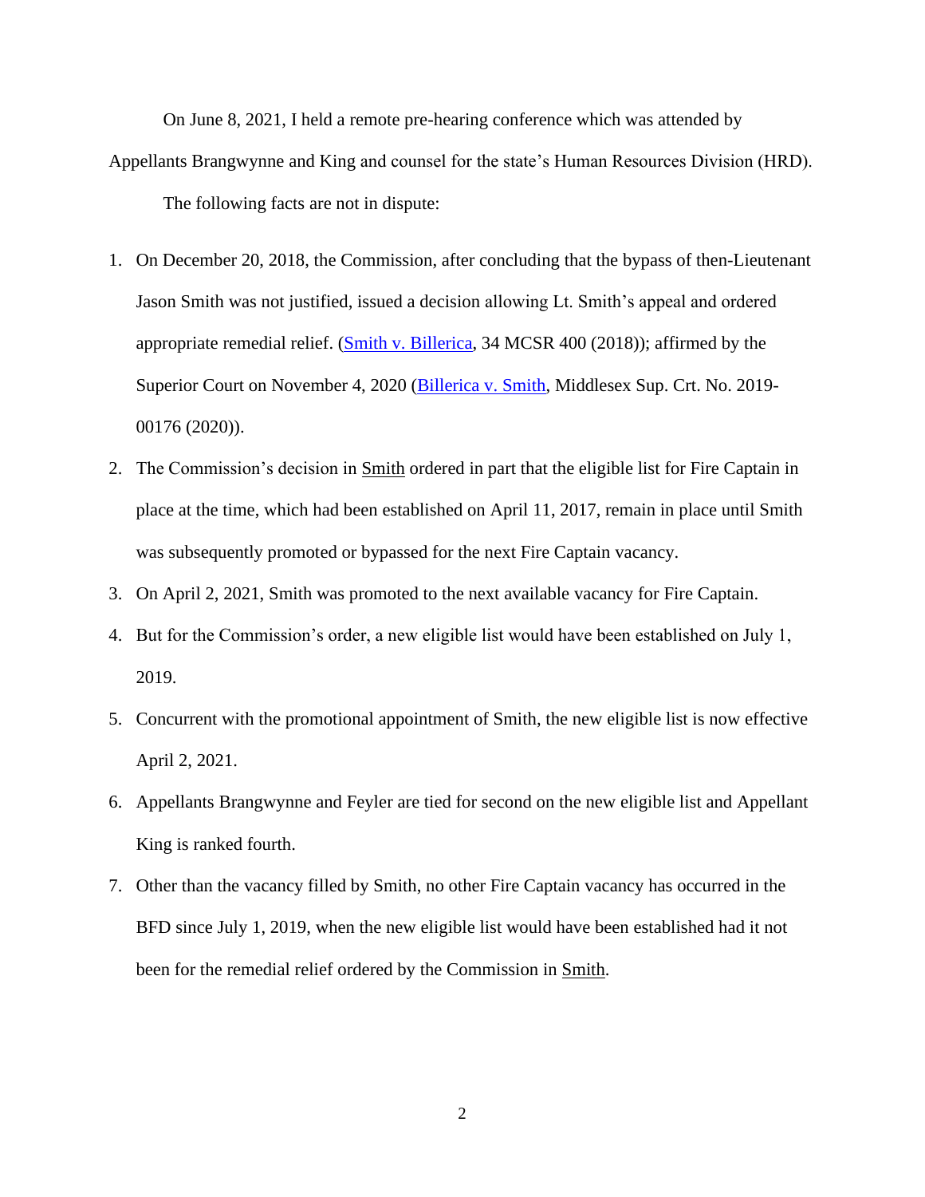On June 8, 2021, I held a remote pre-hearing conference which was attended by Appellants Brangwynne and King and counsel for the state's Human Resources Division (HRD).

The following facts are not in dispute:

1. On December 20, 2018, the Commission, after concluding that the bypass of then-Lieutenant Jason Smith was not justified, issued a decision allowing Lt. Smith's appeal and ordered appropriate remedial relief. (Smith v. Billerica, 34 MCSR 400 (2018)); affirmed by the Superior Court on November 4, 2020 (Billerica v. Smith, Middlesex Sup. Crt. No. 2019-00176 (2020)).
2. The Commission's decision in Smith ordered in part that the eligible list for Fire Captain in place at the time, which had been established on April 11, 2017, remain in place until Smith was subsequently promoted or bypassed for the next Fire Captain vacancy.
3. On April 2, 2021, Smith was promoted to the next available vacancy for Fire Captain.
4. But for the Commission's order, a new eligible list would have been established on July 1, 2019.
5. Concurrent with the promotional appointment of Smith, the new eligible list is now effective April 2, 2021.
6. Appellants Brangwynne and Feyler are tied for second on the new eligible list and Appellant King is ranked fourth.
7. Other than the vacancy filled by Smith, no other Fire Captain vacancy has occurred in the BFD since July 1, 2019, when the new eligible list would have been established had it not been for the remedial relief ordered by the Commission in Smith.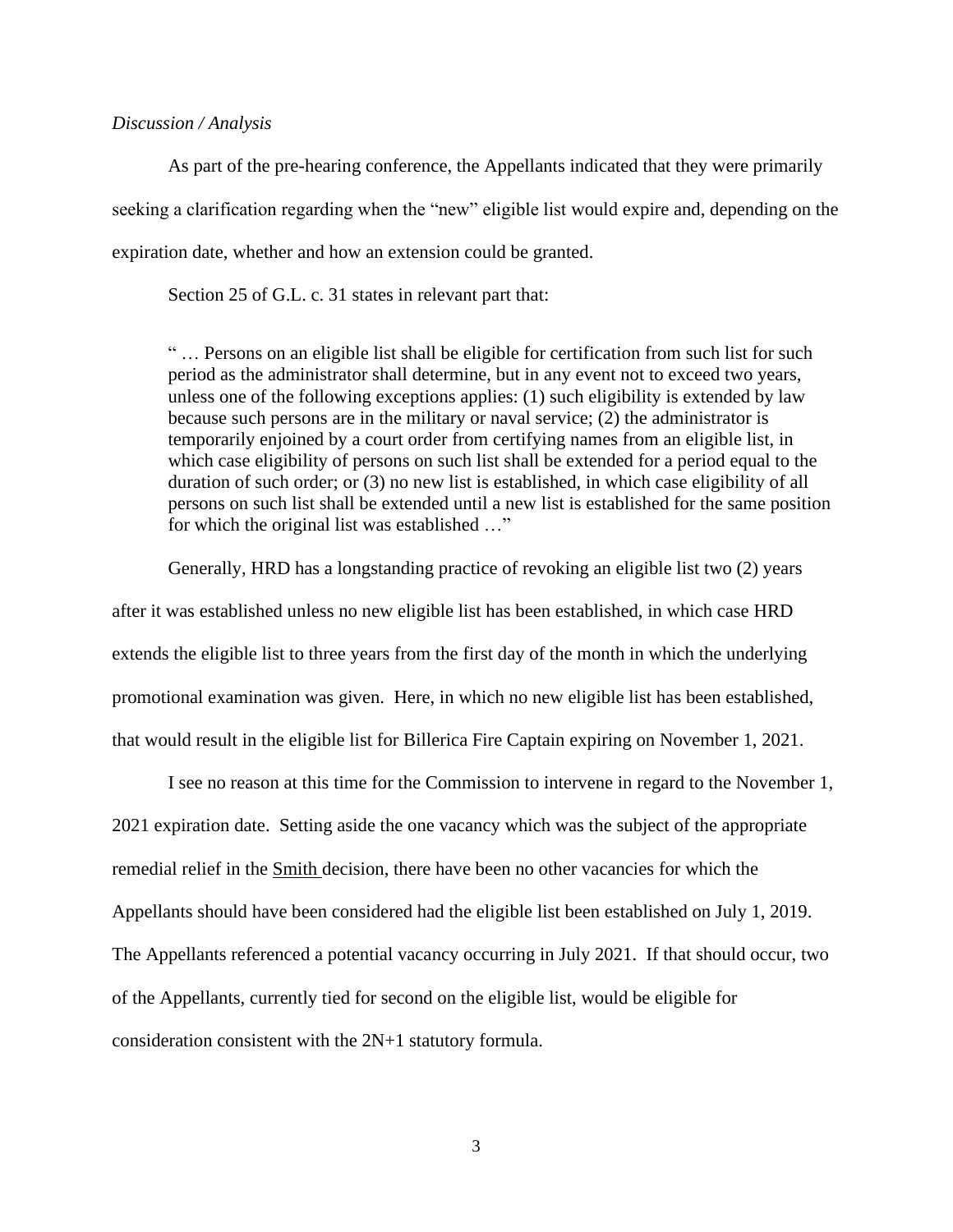*Discussion / Analysis*

As part of the pre-hearing conference, the Appellants indicated that they were primarily seeking a clarification regarding when the "new" eligible list would expire and, depending on the expiration date, whether and how an extension could be granted.

Section 25 of G.L. c. 31 states in relevant part that:

> " … Persons on an eligible list shall be eligible for certification from such list for such period as the administrator shall determine, but in any event not to exceed two years, unless one of the following exceptions applies: (1) such eligibility is extended by law because such persons are in the military or naval service; (2) the administrator is temporarily enjoined by a court order from certifying names from an eligible list, in which case eligibility of persons on such list shall be extended for a period equal to the duration of such order; or (3) no new list is established, in which case eligibility of all persons on such list shall be extended until a new list is established for the same position for which the original list was established …"

Generally, HRD has a longstanding practice of revoking an eligible list two (2) years after it was established unless no new eligible list has been established, in which case HRD extends the eligible list to three years from the first day of the month in which the underlying promotional examination was given. Here, in which no new eligible list has been established, that would result in the eligible list for Billerica Fire Captain expiring on November 1, 2021.

I see no reason at this time for the Commission to intervene in regard to the November 1, 2021 expiration date. Setting aside the one vacancy which was the subject of the appropriate remedial relief in the Smith decision, there have been no other vacancies for which the Appellants should have been considered had the eligible list been established on July 1, 2019. The Appellants referenced a potential vacancy occurring in July 2021. If that should occur, two of the Appellants, currently tied for second on the eligible list, would be eligible for consideration consistent with the 2N+1 statutory formula.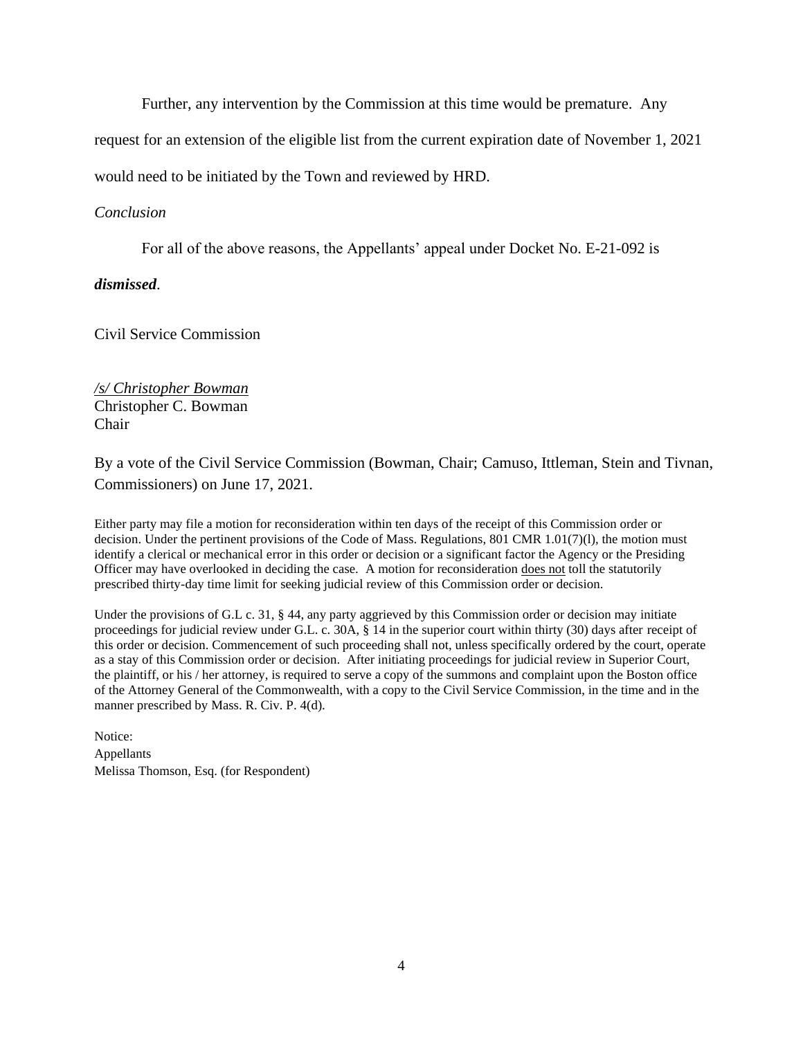Further, any intervention by the Commission at this time would be premature. Any request for an extension of the eligible list from the current expiration date of November 1, 2021 would need to be initiated by the Town and reviewed by HRD.

*Conclusion*

For all of the above reasons, the Appellants' appeal under Docket No. E-21-092 is ***dismissed***.

Civil Service Commission

*/s/ Christopher Bowman*
Christopher C. Bowman
Chair

By a vote of the Civil Service Commission (Bowman, Chair; Camuso, Ittleman, Stein and Tivnan, Commissioners) on June 17, 2021.

Either party may file a motion for reconsideration within ten days of the receipt of this Commission order or decision. Under the pertinent provisions of the Code of Mass. Regulations, 801 CMR 1.01(7)(l), the motion must identify a clerical or mechanical error in this order or decision or a significant factor the Agency or the Presiding Officer may have overlooked in deciding the case. A motion for reconsideration does not toll the statutorily prescribed thirty-day time limit for seeking judicial review of this Commission order or decision.

Under the provisions of G.L c. 31, § 44, any party aggrieved by this Commission order or decision may initiate proceedings for judicial review under G.L. c. 30A, § 14 in the superior court within thirty (30) days after receipt of this order or decision. Commencement of such proceeding shall not, unless specifically ordered by the court, operate as a stay of this Commission order or decision. After initiating proceedings for judicial review in Superior Court, the plaintiff, or his / her attorney, is required to serve a copy of the summons and complaint upon the Boston office of the Attorney General of the Commonwealth, with a copy to the Civil Service Commission, in the time and in the manner prescribed by Mass. R. Civ. P. 4(d).

Notice:
Appellants
Melissa Thomson, Esq. (for Respondent)